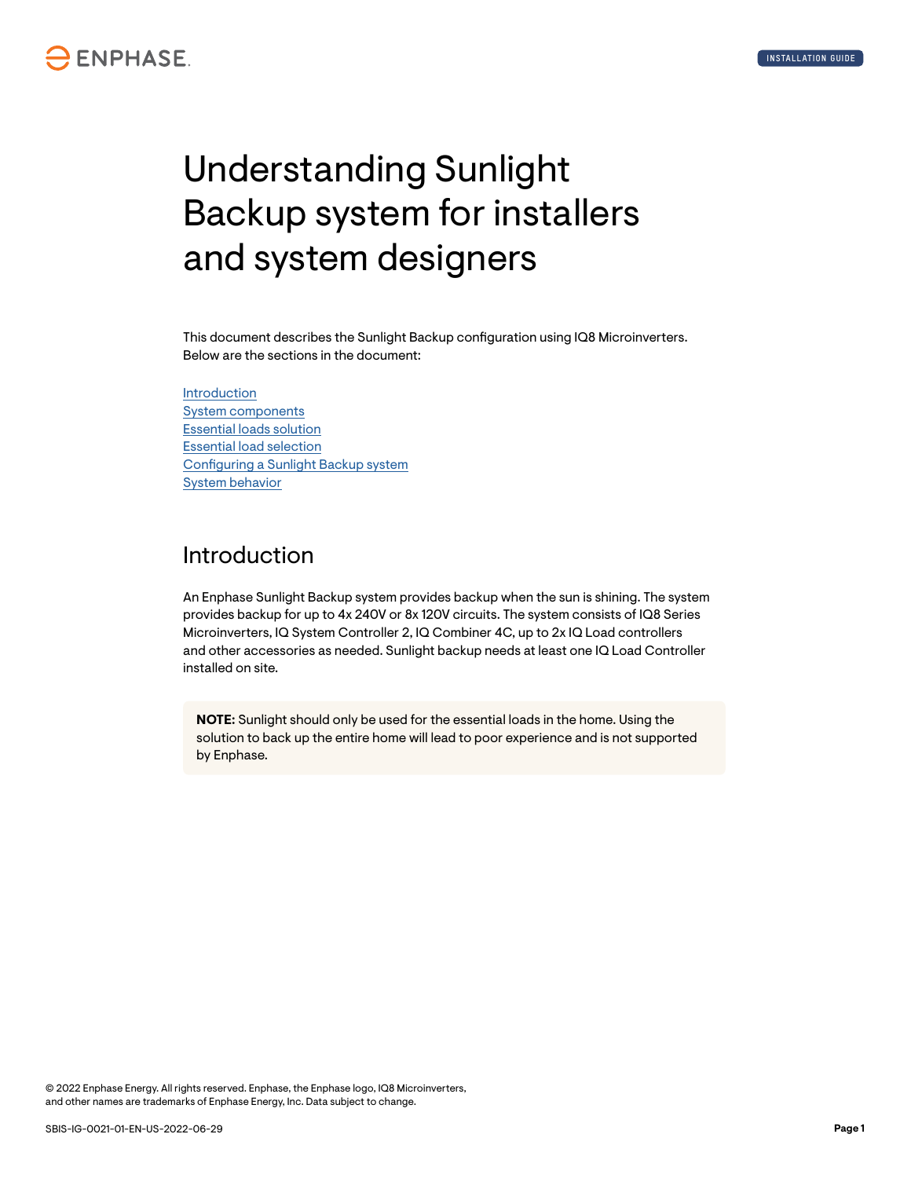# Understanding Sunlight Backup system for installers and system designers

This document describes the Sunlight Backup configuration using IQ8 Microinverters. Below are the sections in the document:

Introduction
System components
Essential loads solution
Essential load selection
Configuring a Sunlight Backup system
System behavior

## Introduction

An Enphase Sunlight Backup system provides backup when the sun is shining. The system provides backup for up to 4x 240V or 8x 120V circuits. The system consists of IQ8 Series Microinverters, IQ System Controller 2, IQ Combiner 4C, up to 2x IQ Load controllers and other accessories as needed. Sunlight backup needs at least one IQ Load Controller installed on site.

> **NOTE:** Sunlight should only be used for the essential loads in the home. Using the solution to back up the entire home will lead to poor experience and is not supported by Enphase.

© 2022 Enphase Energy. All rights reserved. Enphase, the Enphase logo, IQ8 Microinverters, and other names are trademarks of Enphase Energy, Inc. Data subject to change.

SBIS-IG-0021-01-EN-US-2022-06-29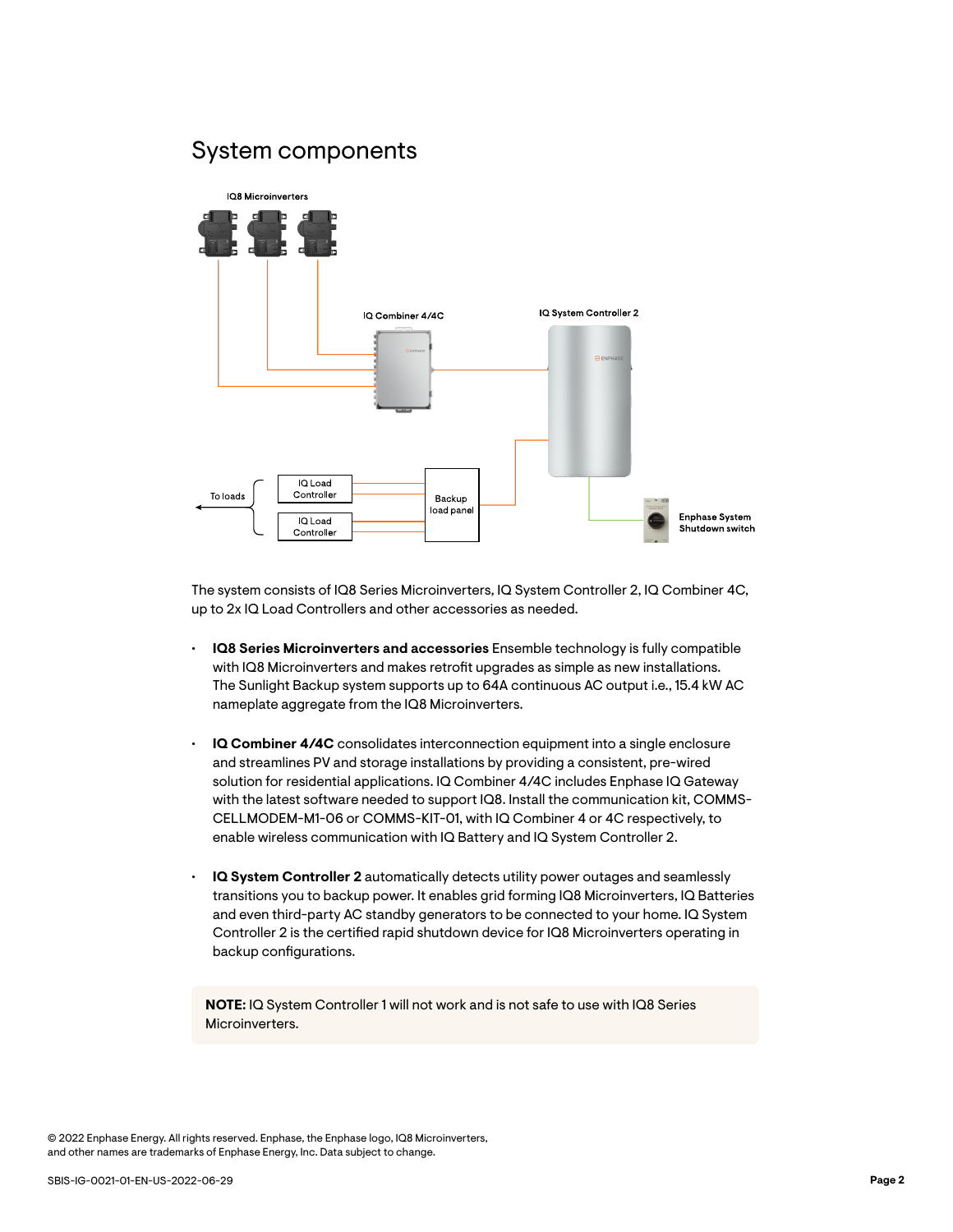## System components

The system consists of IQ8 Series Microinverters, IQ System Controller 2, IQ Combiner 4C, up to 2x IQ Load Controllers and other accessories as needed.

- **IQ8 Series Microinverters and accessories** Ensemble technology is fully compatible with IQ8 Microinverters and makes retrofit upgrades as simple as new installations. The Sunlight Backup system supports up to 64A continuous AC output i.e., 15.4 kW AC nameplate aggregate from the IQ8 Microinverters.

- **IQ Combiner 4/4C** consolidates interconnection equipment into a single enclosure and streamlines PV and storage installations by providing a consistent, pre-wired solution for residential applications. IQ Combiner 4/4C includes Enphase IQ Gateway with the latest software needed to support IQ8. Install the communication kit, COMMS-CELLMODEM-M1-06 or COMMS-KIT-01, with IQ Combiner 4 or 4C respectively, to enable wireless communication with IQ Battery and IQ System Controller 2.

- **IQ System Controller 2** automatically detects utility power outages and seamlessly transitions you to backup power. It enables grid forming IQ8 Microinverters, IQ Batteries and even third-party AC standby generators to be connected to your home. IQ System Controller 2 is the certified rapid shutdown device for IQ8 Microinverters operating in backup configurations.

**NOTE:** IQ System Controller 1 will not work and is not safe to use with IQ8 Series Microinverters.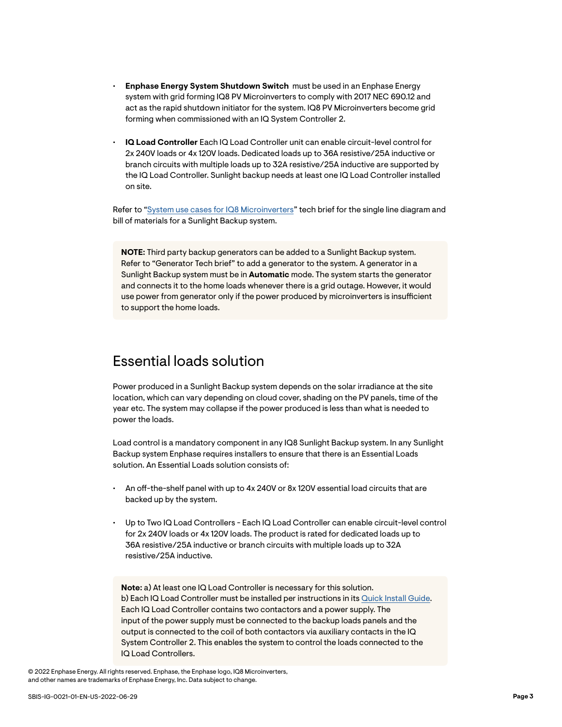- **Enphase Energy System Shutdown Switch** must be used in an Enphase Energy system with grid forming IQ8 PV Microinverters to comply with 2017 NEC 690.12 and act as the rapid shutdown initiator for the system. IQ8 PV Microinverters become grid forming when commissioned with an IQ System Controller 2.

- **IQ Load Controller** Each IQ Load Controller unit can enable circuit-level control for 2x 240V loads or 4x 120V loads. Dedicated loads up to 36A resistive/25A inductive or branch circuits with multiple loads up to 32A resistive/25A inductive are supported by the IQ Load Controller. Sunlight backup needs at least one IQ Load Controller installed on site.

Refer to "System use cases for IQ8 Microinverters" tech brief for the single line diagram and bill of materials for a Sunlight Backup system.

> **NOTE:** Third party backup generators can be added to a Sunlight Backup system. Refer to "Generator Tech brief" to add a generator to the system. A generator in a Sunlight Backup system must be in **Automatic** mode. The system starts the generator and connects it to the home loads whenever there is a grid outage. However, it would use power from generator only if the power produced by microinverters is insufficient to support the home loads.

## Essential loads solution

Power produced in a Sunlight Backup system depends on the solar irradiance at the site location, which can vary depending on cloud cover, shading on the PV panels, time of the year etc. The system may collapse if the power produced is less than what is needed to power the loads.

Load control is a mandatory component in any IQ8 Sunlight Backup system. In any Sunlight Backup system Enphase requires installers to ensure that there is an Essential Loads solution. An Essential Loads solution consists of:

- An off-the-shelf panel with up to 4x 240V or 8x 120V essential load circuits that are backed up by the system.

- Up to Two IQ Load Controllers - Each IQ Load Controller can enable circuit-level control for 2x 240V loads or 4x 120V loads. The product is rated for dedicated loads up to 36A resistive/25A inductive or branch circuits with multiple loads up to 32A resistive/25A inductive.

> **Note:** a) At least one IQ Load Controller is necessary for this solution.
> b) Each IQ Load Controller must be installed per instructions in its Quick Install Guide. Each IQ Load Controller contains two contactors and a power supply. The input of the power supply must be connected to the backup loads panels and the output is connected to the coil of both contactors via auxiliary contacts in the IQ System Controller 2. This enables the system to control the loads connected to the IQ Load Controllers.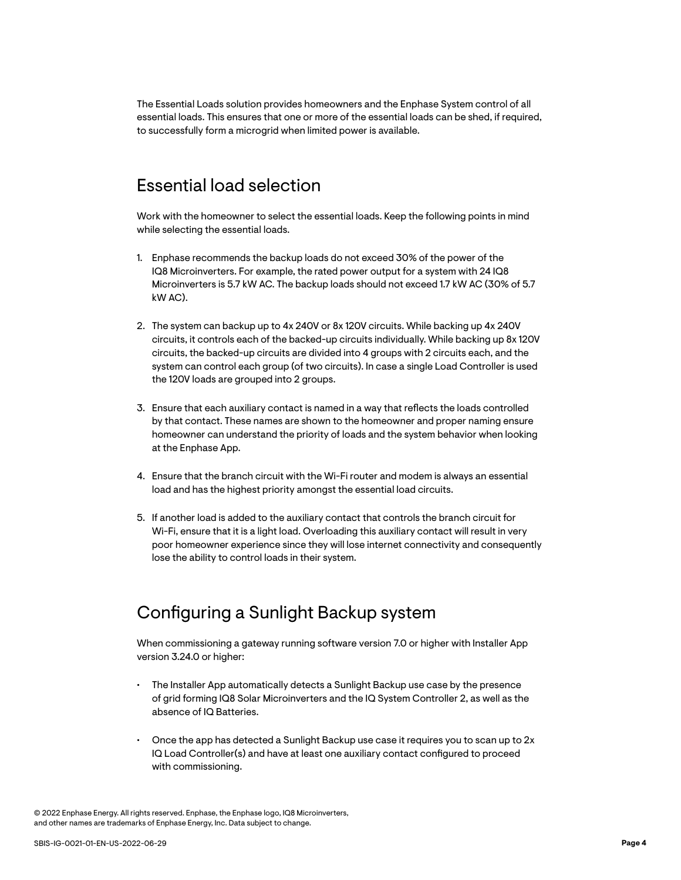The Essential Loads solution provides homeowners and the Enphase System control of all essential loads. This ensures that one or more of the essential loads can be shed, if required, to successfully form a microgrid when limited power is available.

## Essential load selection

Work with the homeowner to select the essential loads. Keep the following points in mind while selecting the essential loads.

1. Enphase recommends the backup loads do not exceed 30% of the power of the IQ8 Microinverters. For example, the rated power output for a system with 24 IQ8 Microinverters is 5.7 kW AC. The backup loads should not exceed 1.7 kW AC (30% of 5.7 kW AC).

2. The system can backup up to 4x 240V or 8x 120V circuits. While backing up 4x 240V circuits, it controls each of the backed-up circuits individually. While backing up 8x 120V circuits, the backed-up circuits are divided into 4 groups with 2 circuits each, and the system can control each group (of two circuits). In case a single Load Controller is used the 120V loads are grouped into 2 groups.

3. Ensure that each auxiliary contact is named in a way that reflects the loads controlled by that contact. These names are shown to the homeowner and proper naming ensure homeowner can understand the priority of loads and the system behavior when looking at the Enphase App.

4. Ensure that the branch circuit with the Wi-Fi router and modem is always an essential load and has the highest priority amongst the essential load circuits.

5. If another load is added to the auxiliary contact that controls the branch circuit for Wi-Fi, ensure that it is a light load. Overloading this auxiliary contact will result in very poor homeowner experience since they will lose internet connectivity and consequently lose the ability to control loads in their system.

## Configuring a Sunlight Backup system

When commissioning a gateway running software version 7.0 or higher with Installer App version 3.24.0 or higher:

- The Installer App automatically detects a Sunlight Backup use case by the presence of grid forming IQ8 Solar Microinverters and the IQ System Controller 2, as well as the absence of IQ Batteries.

- Once the app has detected a Sunlight Backup use case it requires you to scan up to 2x IQ Load Controller(s) and have at least one auxiliary contact configured to proceed with commissioning.

© 2022 Enphase Energy. All rights reserved. Enphase, the Enphase logo, IQ8 Microinverters, and other names are trademarks of Enphase Energy, Inc. Data subject to change.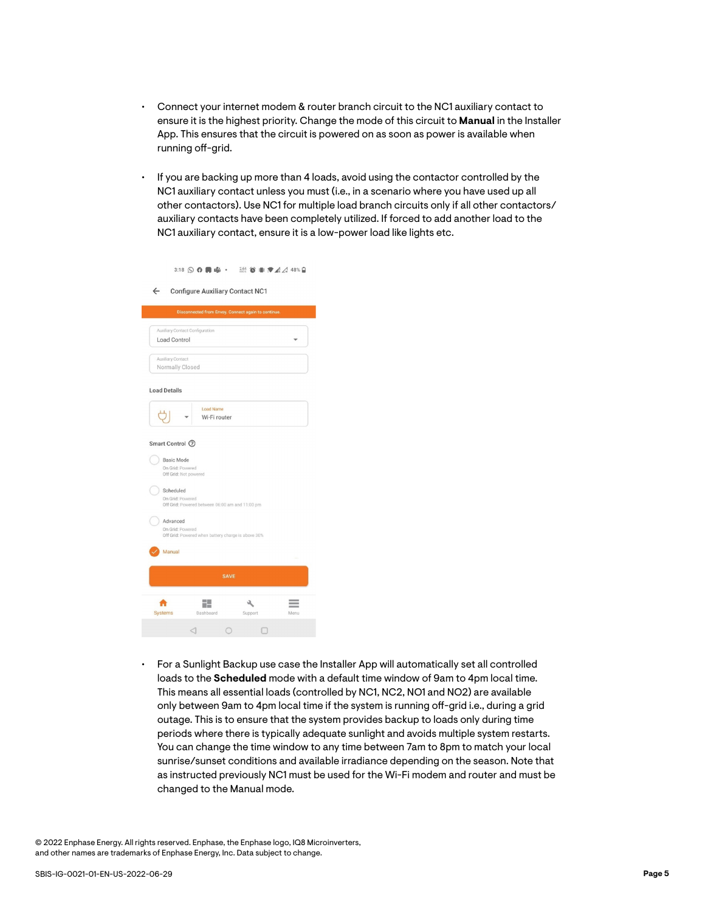- Connect your internet modem & router branch circuit to the NC1 auxiliary contact to ensure it is the highest priority. Change the mode of this circuit to **Manual** in the Installer App. This ensures that the circuit is powered on as soon as power is available when running off-grid.

- If you are backing up more than 4 loads, avoid using the contactor controlled by the NC1 auxiliary contact unless you must (i.e., in a scenario where you have used up all other contactors). Use NC1 for multiple load branch circuits only if all other contactors/auxiliary contacts have been completely utilized. If forced to add another load to the NC1 auxiliary contact, ensure it is a low-power load like lights etc.

- For a Sunlight Backup use case the Installer App will automatically set all controlled loads to the **Scheduled** mode with a default time window of 9am to 4pm local time. This means all essential loads (controlled by NC1, NC2, NO1 and NO2) are available only between 9am to 4pm local time if the system is running off-grid i.e., during a grid outage. This is to ensure that the system provides backup to loads only during time periods where there is typically adequate sunlight and avoids multiple system restarts. You can change the time window to any time between 7am to 8pm to match your local sunrise/sunset conditions and available irradiance depending on the season. Note that as instructed previously NC1 must be used for the Wi-Fi modem and router and must be changed to the Manual mode.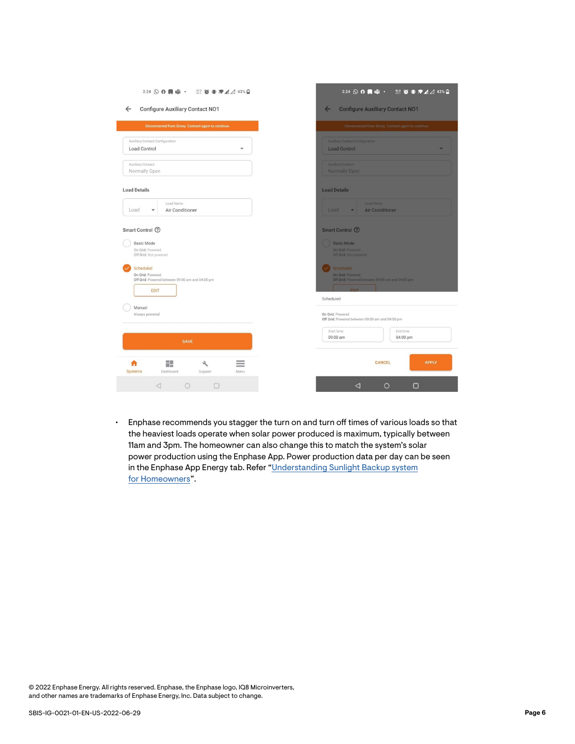- Enphase recommends you stagger the turn on and turn off times of various loads so that the heaviest loads operate when solar power produced is maximum, typically between 11am and 3pm. The homeowner can also change this to match the system's solar power production using the Enphase App. Power production data per day can be seen in the Enphase App Energy tab. Refer "Understanding Sunlight Backup system for Homeowners".

© 2022 Enphase Energy. All rights reserved. Enphase, the Enphase logo, IQ8 Microinverters, and other names are trademarks of Enphase Energy, Inc. Data subject to change.

SBIS-IG-0021-01-EN-US-2022-06-29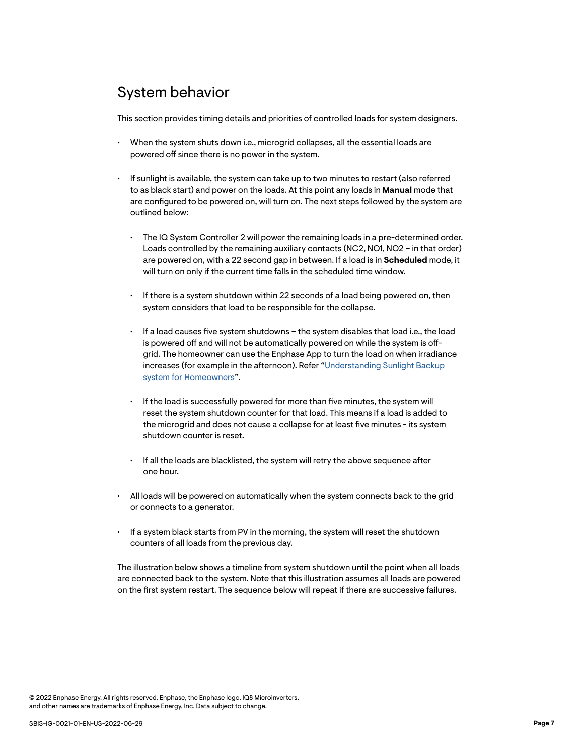## System behavior

This section provides timing details and priorities of controlled loads for system designers.

- When the system shuts down i.e., microgrid collapses, all the essential loads are powered off since there is no power in the system.
- If sunlight is available, the system can take up to two minutes to restart (also referred to as black start) and power on the loads. At this point any loads in **Manual** mode that are configured to be powered on, will turn on. The next steps followed by the system are outlined below:
  - The IQ System Controller 2 will power the remaining loads in a pre-determined order. Loads controlled by the remaining auxiliary contacts (NC2, NO1, NO2 – in that order) are powered on, with a 22 second gap in between. If a load is in **Scheduled** mode, it will turn on only if the current time falls in the scheduled time window.
  - If there is a system shutdown within 22 seconds of a load being powered on, then system considers that load to be responsible for the collapse.
  - If a load causes five system shutdowns – the system disables that load i.e., the load is powered off and will not be automatically powered on while the system is off-grid. The homeowner can use the Enphase App to turn the load on when irradiance increases (for example in the afternoon). Refer "[Understanding Sunlight Backup system for Homeowners]".
  - If the load is successfully powered for more than five minutes, the system will reset the system shutdown counter for that load. This means if a load is added to the microgrid and does not cause a collapse for at least five minutes - its system shutdown counter is reset.
  - If all the loads are blacklisted, the system will retry the above sequence after one hour.
- All loads will be powered on automatically when the system connects back to the grid or connects to a generator.
- If a system black starts from PV in the morning, the system will reset the shutdown counters of all loads from the previous day.

The illustration below shows a timeline from system shutdown until the point when all loads are connected back to the system. Note that this illustration assumes all loads are powered on the first system restart. The sequence below will repeat if there are successive failures.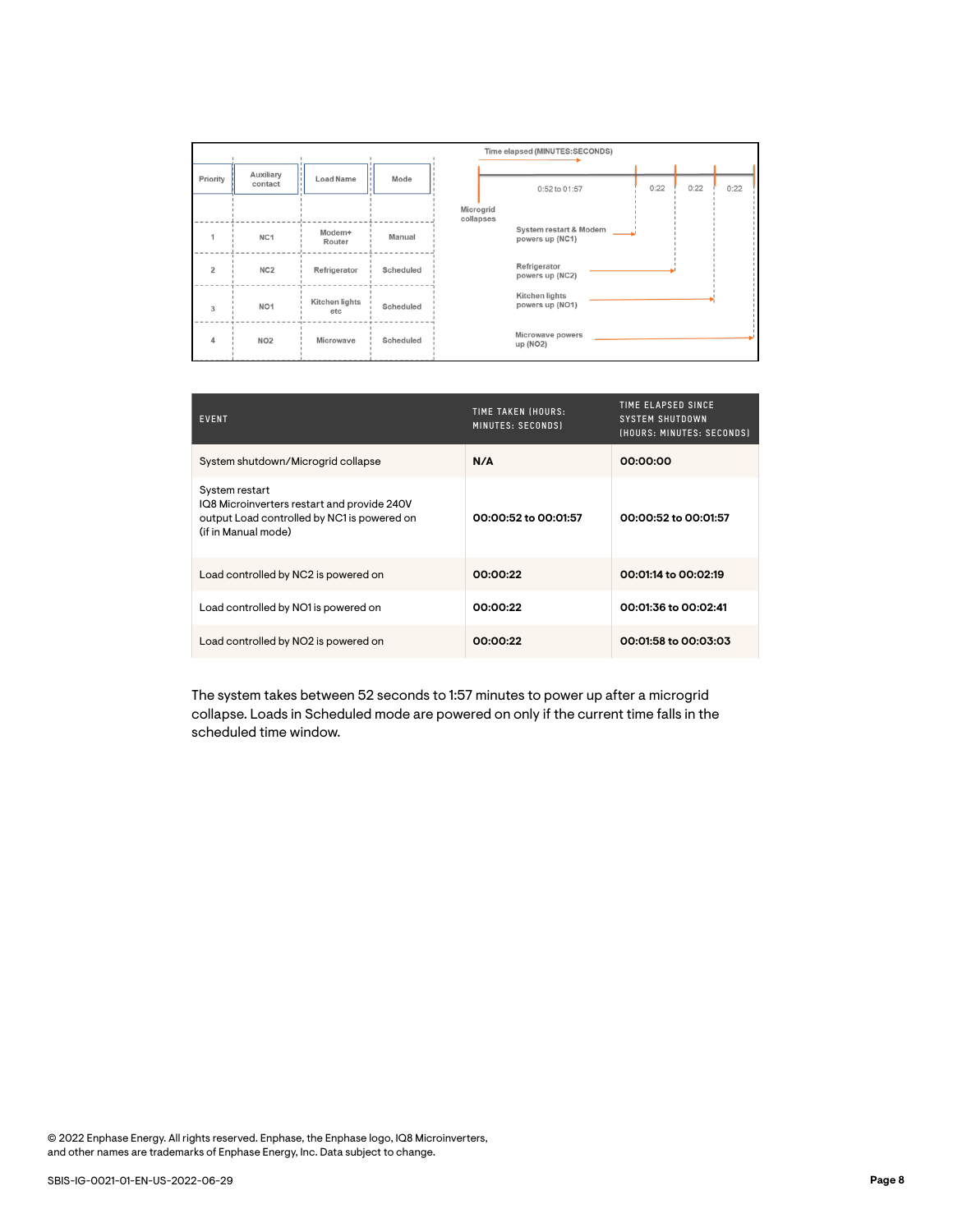| Priority | Auxiliary contact | Load Name | Mode |
|---|---|---|---|
| 1 | NC1 | Modem+ Router | Manual |
| 2 | NC2 | Refrigerator | Scheduled |
| 3 | NO1 | Kitchen lights etc | Scheduled |
| 4 | NO2 | Microwave | Scheduled |

Time elapsed (MINUTES:SECONDS)

0:52 to 01:57

0:22

0:22

0:22

Microgrid collapses

System restart & Modem powers up (NC1)

Refrigerator powers up (NC2)

Kitchen lights powers up (NO1)

Microwave powers up (NO2)

| EVENT | TIME TAKEN (HOURS: MINUTES: SECONDS) | TIME ELAPSED SINCE SYSTEM SHUTDOWN (HOURS: MINUTES: SECONDS) |
|---|---|---|
| System shutdown/Microgrid collapse | **N/A** | **00:00:00** |
| System restart<br>IQ8 Microinverters restart and provide 240V output Load controlled by NC1 is powered on (if in Manual mode) | **00:00:52 to 00:01:57** | **00:00:52 to 00:01:57** |
| Load controlled by NC2 is powered on | **00:00:22** | **00:01:14 to 00:02:19** |
| Load controlled by NO1 is powered on | **00:00:22** | **00:01:36 to 00:02:41** |
| Load controlled by NO2 is powered on | **00:00:22** | **00:01:58 to 00:03:03** |

The system takes between 52 seconds to 1:57 minutes to power up after a microgrid collapse. Loads in Scheduled mode are powered on only if the current time falls in the scheduled time window.

© 2022 Enphase Energy. All rights reserved. Enphase, the Enphase logo, IQ8 Microinverters, and other names are trademarks of Enphase Energy, Inc. Data subject to change.

SBIS-IG-0021-01-EN-US-2022-06-29